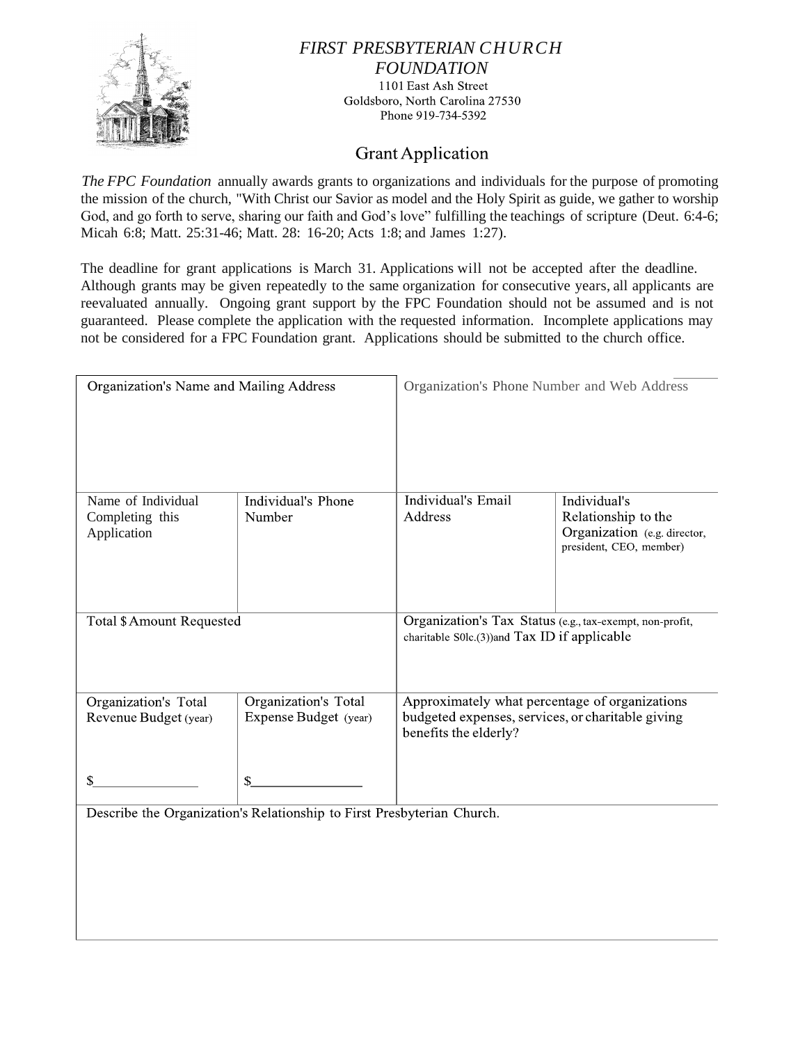# *FIRST PRESBYTERIAN CHURCH FOUNDATION*

1101 East Ash Street
Goldsboro, North Carolina 27530
Phone 919-734-5392

## Grant Application

*The FPC Foundation* annually awards grants to organizations and individuals for the purpose of promoting the mission of the church, "With Christ our Savior as model and the Holy Spirit as guide, we gather to worship God, and go forth to serve, sharing our faith and God's love" fulfilling the teachings of scripture (Deut. 6:4-6; Micah 6:8; Matt. 25:31-46; Matt. 28: 16-20; Acts 1:8; and James 1:27).

The deadline for grant applications is March 31. Applications will not be accepted after the deadline. Although grants may be given repeatedly to the same organization for consecutive years, all applicants are reevaluated annually. Ongoing grant support by the FPC Foundation should not be assumed and is not guaranteed. Please complete the application with the requested information. Incomplete applications may not be considered for a FPC Foundation grant. Applications should be submitted to the church office.

| Organization's Name and Mailing Address | | Organization's Phone Number and Web Address | |
|---|---|---|---|
| Name of Individual Completing this Application | Individual's Phone Number | Individual's Email Address | Individual's Relationship to the Organization (e.g. director, president, CEO, member) |
| Total $ Amount Requested | | Organization's Tax Status (e.g., tax-exempt, non-profit, charitable S0lc.(3))and Tax ID if applicable | |
| Organization's Total Revenue Budget (year)<br><br>$\_\_\_\_\_\_\_\_\_\_ | Organization's Total Expense Budget (year)<br><br>$\_\_\_\_\_\_\_\_\_\_ | Approximately what percentage of organizations budgeted expenses, services, or charitable giving benefits the elderly? | |
| Describe the Organization's Relationship to First Presbyterian Church. | | | |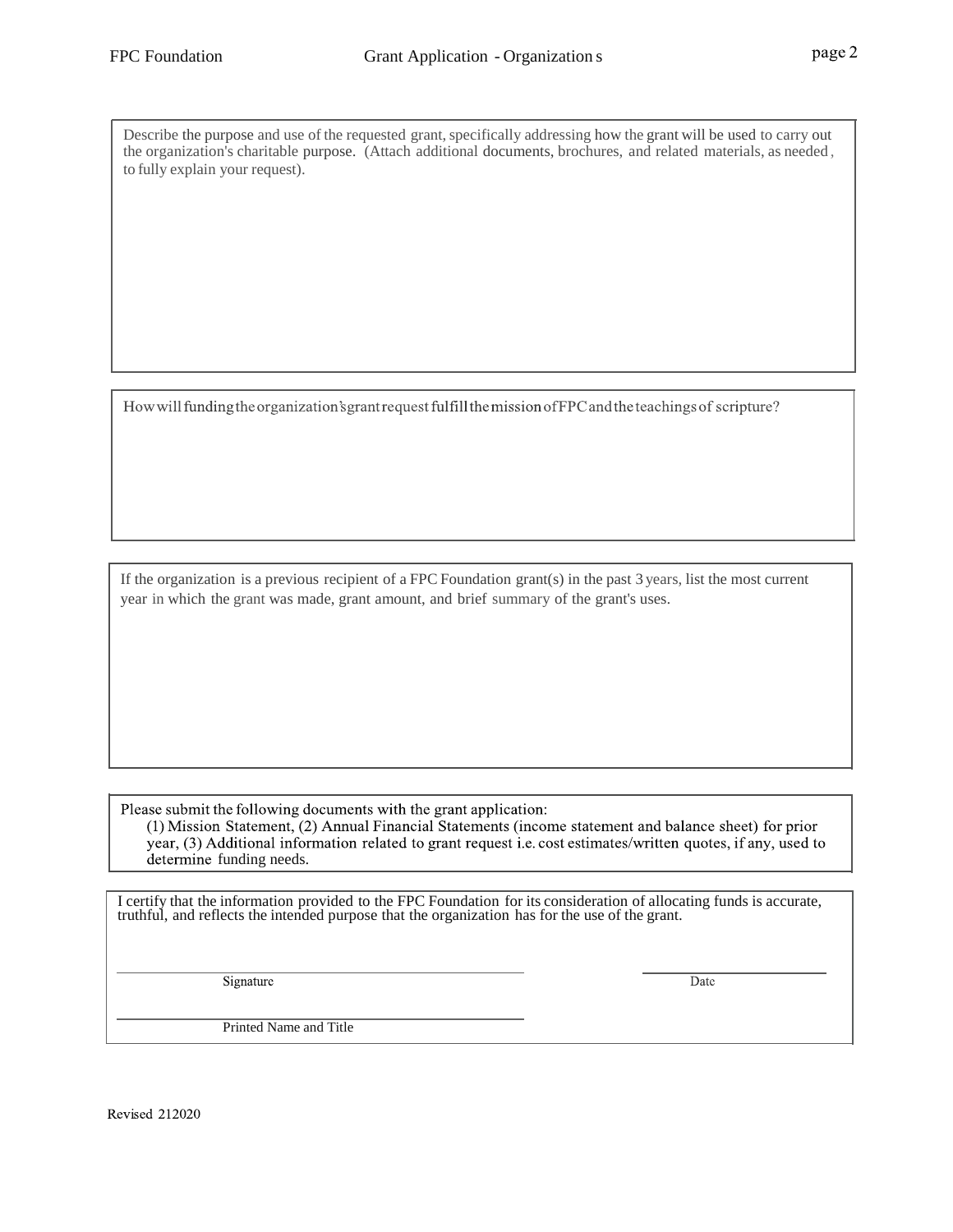Describe the purpose and use of the requested grant, specifically addressing how the grant will be used to carry out the organization's charitable purpose. (Attach additional documents, brochures, and related materials, as needed, to fully explain your request).

How will funding the organization's grant request fulfill the mission of FPC and the teachings of scripture?

If the organization is a previous recipient of a FPC Foundation grant(s) in the past 3 years, list the most current year in which the grant was made, grant amount, and brief summary of the grant's uses.

Please submit the following documents with the grant application:
(1) Mission Statement, (2) Annual Financial Statements (income statement and balance sheet) for prior year, (3) Additional information related to grant request i.e. cost estimates/written quotes, if any, used to determine funding needs.

I certify that the information provided to the FPC Foundation for its consideration of allocating funds is accurate, truthful, and reflects the intended purpose that the organization has for the use of the grant.

\_\_\_\_\_\_\_\_\_\_\_\_\_\_\_\_\_\_\_\_\_\_\_\_\_\_\_\_\_\_\_\_\_\_\_\_\_\_\_\_ \_\_\_\_\_\_\_\_\_\_\_\_\_\_\_\_\_\_\_\_
Signature Date

\_\_\_\_\_\_\_\_\_\_\_\_\_\_\_\_\_\_\_\_\_\_\_\_\_\_\_\_\_\_\_\_\_\_\_\_\_\_\_\_
Printed Name and Title

Revised 212020